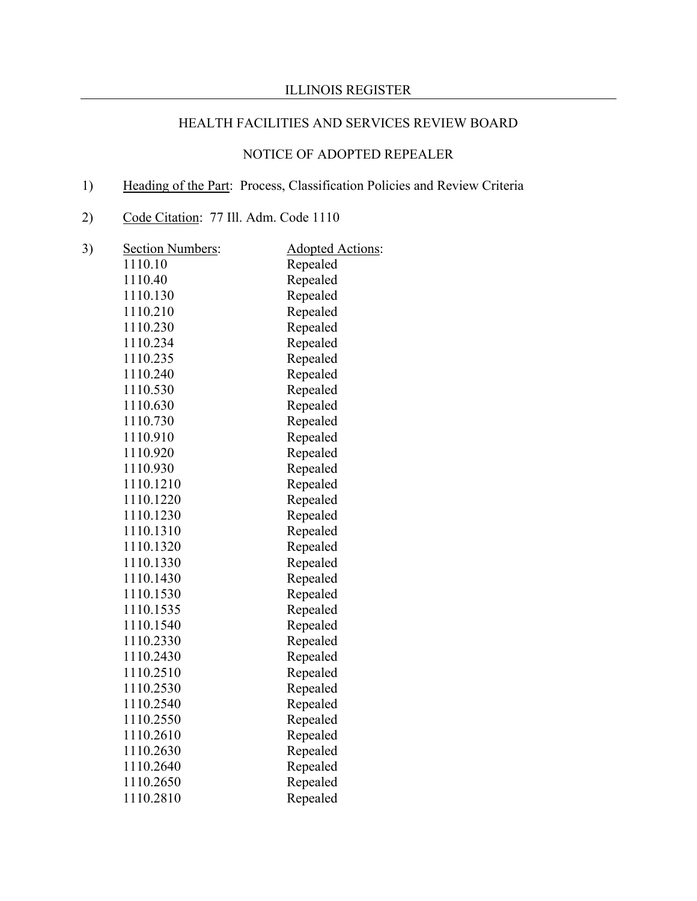ILLINOIS REGISTER

HEALTH FACILITIES AND SERVICES REVIEW BOARD

NOTICE OF ADOPTED REPEALER

1) Heading of the Part: Process, Classification Policies and Review Criteria

2) Code Citation: 77 Ill. Adm. Code 1110

3)

| Section Numbers: | Adopted Actions: |
|---|---|
| 1110.10 | Repealed |
| 1110.40 | Repealed |
| 1110.130 | Repealed |
| 1110.210 | Repealed |
| 1110.230 | Repealed |
| 1110.234 | Repealed |
| 1110.235 | Repealed |
| 1110.240 | Repealed |
| 1110.530 | Repealed |
| 1110.630 | Repealed |
| 1110.730 | Repealed |
| 1110.910 | Repealed |
| 1110.920 | Repealed |
| 1110.930 | Repealed |
| 1110.1210 | Repealed |
| 1110.1220 | Repealed |
| 1110.1230 | Repealed |
| 1110.1310 | Repealed |
| 1110.1320 | Repealed |
| 1110.1330 | Repealed |
| 1110.1430 | Repealed |
| 1110.1530 | Repealed |
| 1110.1535 | Repealed |
| 1110.1540 | Repealed |
| 1110.2330 | Repealed |
| 1110.2430 | Repealed |
| 1110.2510 | Repealed |
| 1110.2530 | Repealed |
| 1110.2540 | Repealed |
| 1110.2550 | Repealed |
| 1110.2610 | Repealed |
| 1110.2630 | Repealed |
| 1110.2640 | Repealed |
| 1110.2650 | Repealed |
| 1110.2810 | Repealed |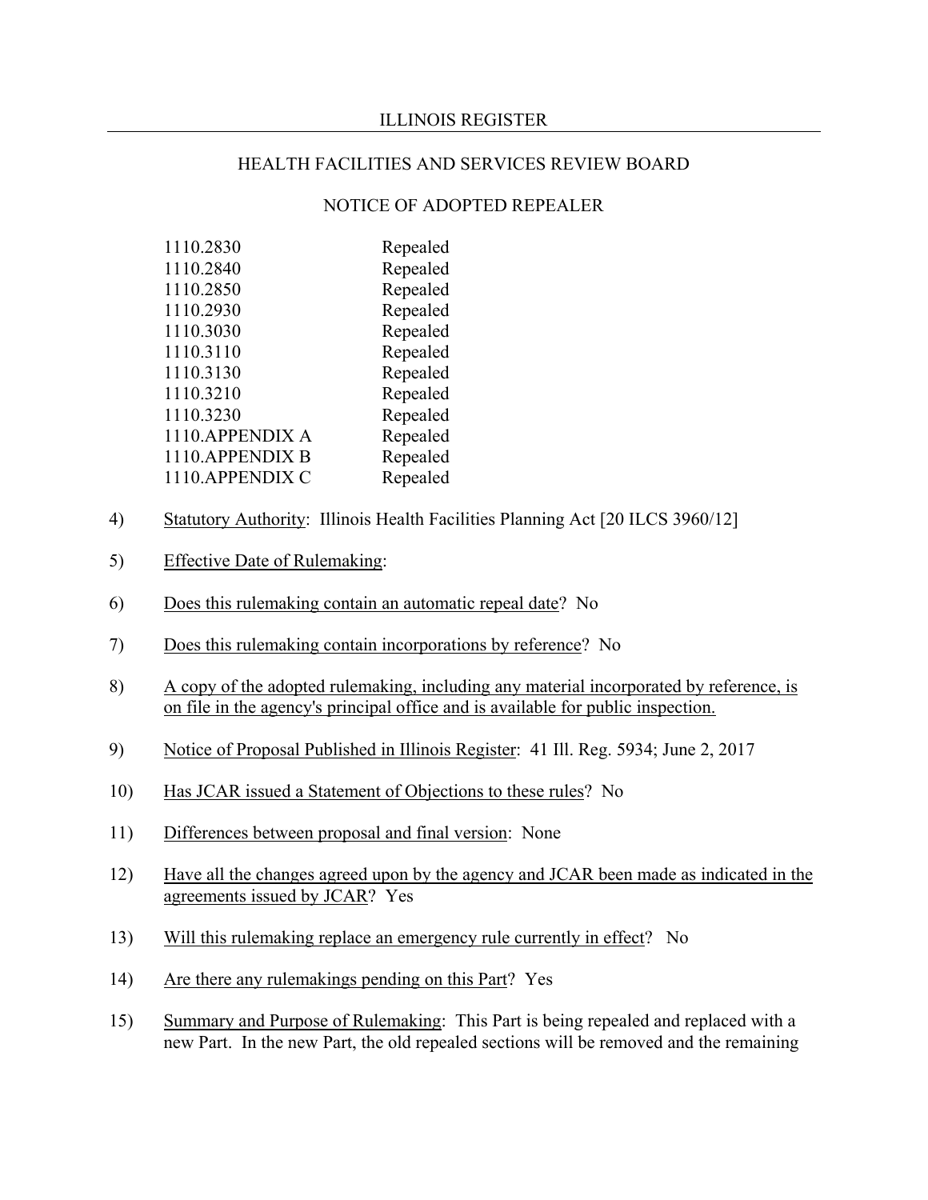| | |
|---|---|
| 1110.2830 | Repealed |
| 1110.2840 | Repealed |
| 1110.2850 | Repealed |
| 1110.2930 | Repealed |
| 1110.3030 | Repealed |
| 1110.3110 | Repealed |
| 1110.3130 | Repealed |
| 1110.3210 | Repealed |
| 1110.3230 | Repealed |
| 1110.APPENDIX A | Repealed |
| 1110.APPENDIX B | Repealed |
| 1110.APPENDIX C | Repealed |

4) Statutory Authority: Illinois Health Facilities Planning Act [20 ILCS 3960/12]

5) Effective Date of Rulemaking:

6) Does this rulemaking contain an automatic repeal date? No

7) Does this rulemaking contain incorporations by reference? No

8) A copy of the adopted rulemaking, including any material incorporated by reference, is on file in the agency's principal office and is available for public inspection.

9) Notice of Proposal Published in Illinois Register: 41 Ill. Reg. 5934; June 2, 2017

10) Has JCAR issued a Statement of Objections to these rules? No

11) Differences between proposal and final version: None

12) Have all the changes agreed upon by the agency and JCAR been made as indicated in the agreements issued by JCAR? Yes

13) Will this rulemaking replace an emergency rule currently in effect? No

14) Are there any rulemakings pending on this Part? Yes

15) Summary and Purpose of Rulemaking: This Part is being repealed and replaced with a new Part. In the new Part, the old repealed sections will be removed and the remaining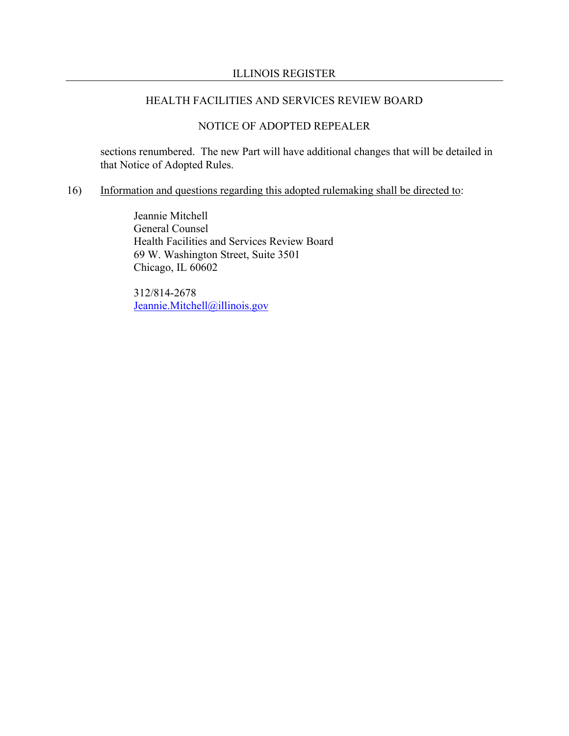sections renumbered. The new Part will have additional changes that will be detailed in that Notice of Adopted Rules.

16) Information and questions regarding this adopted rulemaking shall be directed to:

Jeannie Mitchell
General Counsel
Health Facilities and Services Review Board
69 W. Washington Street, Suite 3501
Chicago, IL 60602

312/814-2678
Jeannie.Mitchell@illinois.gov